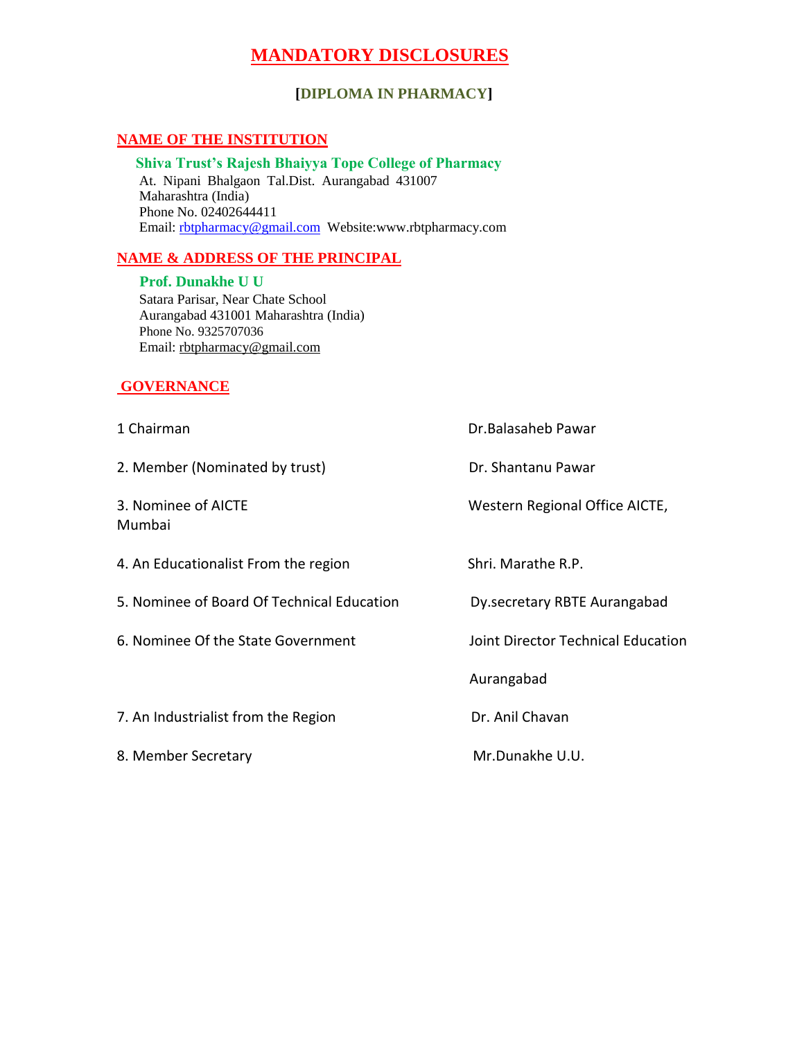# MANDATORY DISCLOSURES

### [DIPLOMA IN PHARMACY]

## NAME OF THE INSTITUTION

**Shiva Trust's Rajesh Bhaiyya Tope College of Pharmacy**
At. Nipani Bhalgaon Tal.Dist. Aurangabad 431007
Maharashtra (India)
Phone No. 02402644411
Email: rbtpharmacy@gmail.com Website:www.rbtpharmacy.com

## NAME & ADDRESS OF THE PRINCIPAL

**Prof. Dunakhe U U**
Satara Parisar, Near Chate School
Aurangabad 431001 Maharashtra (India)
Phone No. 9325707036
Email: rbtpharmacy@gmail.com

## GOVERNANCE

| | |
|---|---|
| 1 Chairman | Dr.Balasaheb Pawar |
| 2. Member (Nominated by trust) | Dr. Shantanu Pawar |
| 3. Nominee of AICTE | Western Regional Office AICTE, Mumbai |
| 4. An Educationalist From the region | Shri. Marathe R.P. |
| 5. Nominee of Board Of Technical Education | Dy.secretary RBTE Aurangabad |
| 6. Nominee Of the State Government | Joint Director Technical Education Aurangabad |
| 7. An Industrialist from the Region | Dr. Anil Chavan |
| 8. Member Secretary | Mr.Dunakhe U.U. |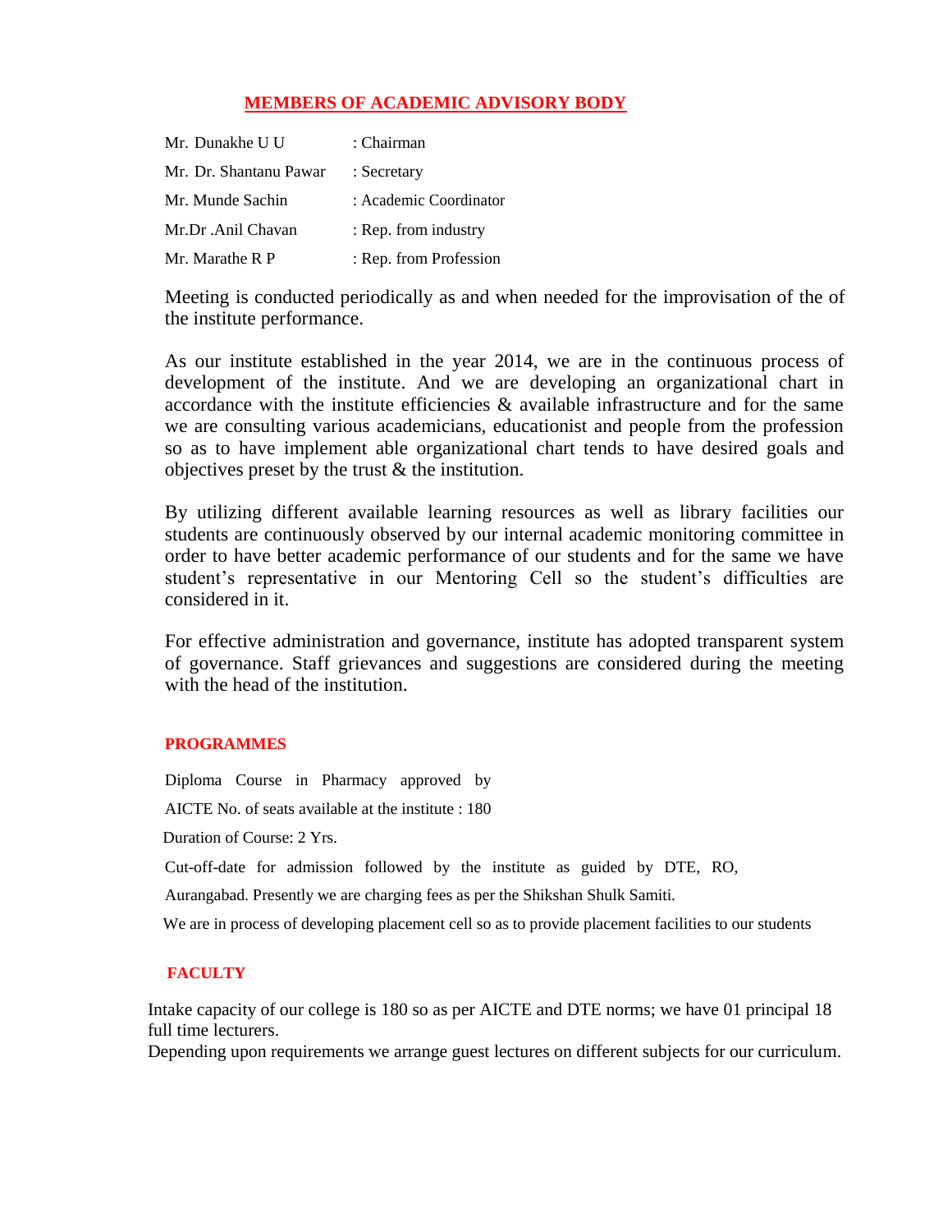## MEMBERS OF ACADEMIC ADVISORY BODY

| | |
|---|---|
| Mr. Dunakhe U U | : Chairman |
| Mr. Dr. Shantanu Pawar | : Secretary |
| Mr. Munde Sachin | : Academic Coordinator |
| Mr.Dr .Anil Chavan | : Rep. from industry |
| Mr. Marathe R P | : Rep. from Profession |

Meeting is conducted periodically as and when needed for the improvisation of the of the institute performance.

As our institute established in the year 2014, we are in the continuous process of development of the institute. And we are developing an organizational chart in accordance with the institute efficiencies & available infrastructure and for the same we are consulting various academicians, educationist and people from the profession so as to have implement able organizational chart tends to have desired goals and objectives preset by the trust & the institution.

By utilizing different available learning resources as well as library facilities our students are continuously observed by our internal academic monitoring committee in order to have better academic performance of our students and for the same we have student's representative in our Mentoring Cell so the student's difficulties are considered in it.

For effective administration and governance, institute has adopted transparent system of governance. Staff grievances and suggestions are considered during the meeting with the head of the institution.

### PROGRAMMES

Diploma Course in Pharmacy approved by

AICTE No. of seats available at the institute : 180

Duration of Course: 2 Yrs.

Cut-off-date for admission followed by the institute as guided by DTE, RO,

Aurangabad. Presently we are charging fees as per the Shikshan Shulk Samiti.

We are in process of developing placement cell so as to provide placement facilities to our students

### FACULTY

Intake capacity of our college is 180 so as per AICTE and DTE norms; we have 01 principal 18 full time lecturers.

Depending upon requirements we arrange guest lectures on different subjects for our curriculum.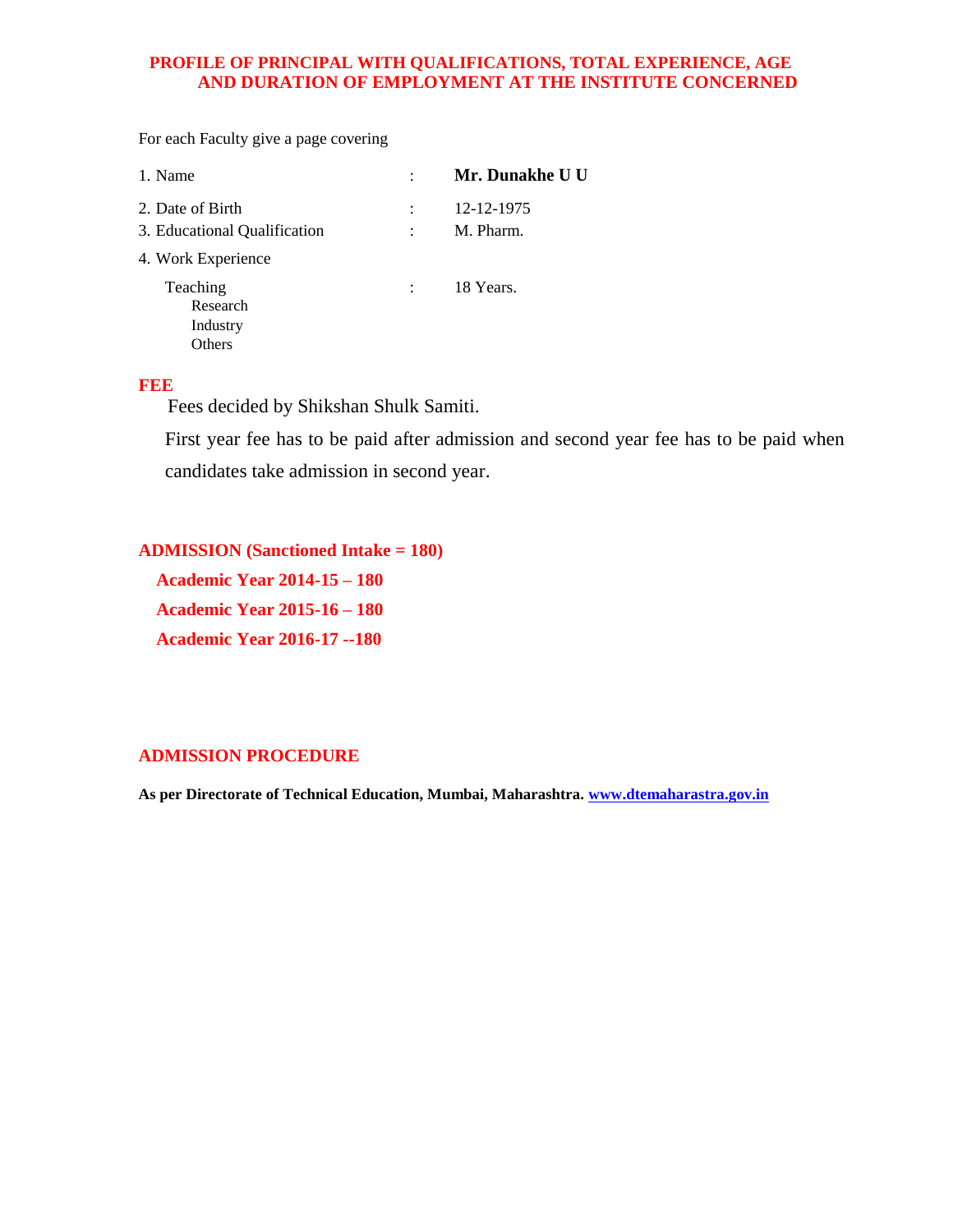## PROFILE OF PRINCIPAL WITH QUALIFICATIONS, TOTAL EXPERIENCE, AGE AND DURATION OF EMPLOYMENT AT THE INSTITUTE CONCERNED

For each Faculty give a page covering

| | | |
|---|---|---|
| 1. Name | : | **Mr. Dunakhe U U** |
| 2. Date of Birth | : | 12-12-1975 |
| 3. Educational Qualification | : | M. Pharm. |
| 4. Work Experience | | |
| Teaching | : | 18 Years. |
| Research | | |
| Industry | | |
| Others | | |

## FEE

Fees decided by Shikshan Shulk Samiti.

First year fee has to be paid after admission and second year fee has to be paid when candidates take admission in second year.

## ADMISSION (Sanctioned Intake = 180)

**Academic Year 2014-15 – 180**

**Academic Year 2015-16 – 180**

**Academic Year 2016-17 --180**

## ADMISSION PROCEDURE

**As per Directorate of Technical Education, Mumbai, Maharashtra. www.dtemaharastra.gov.in**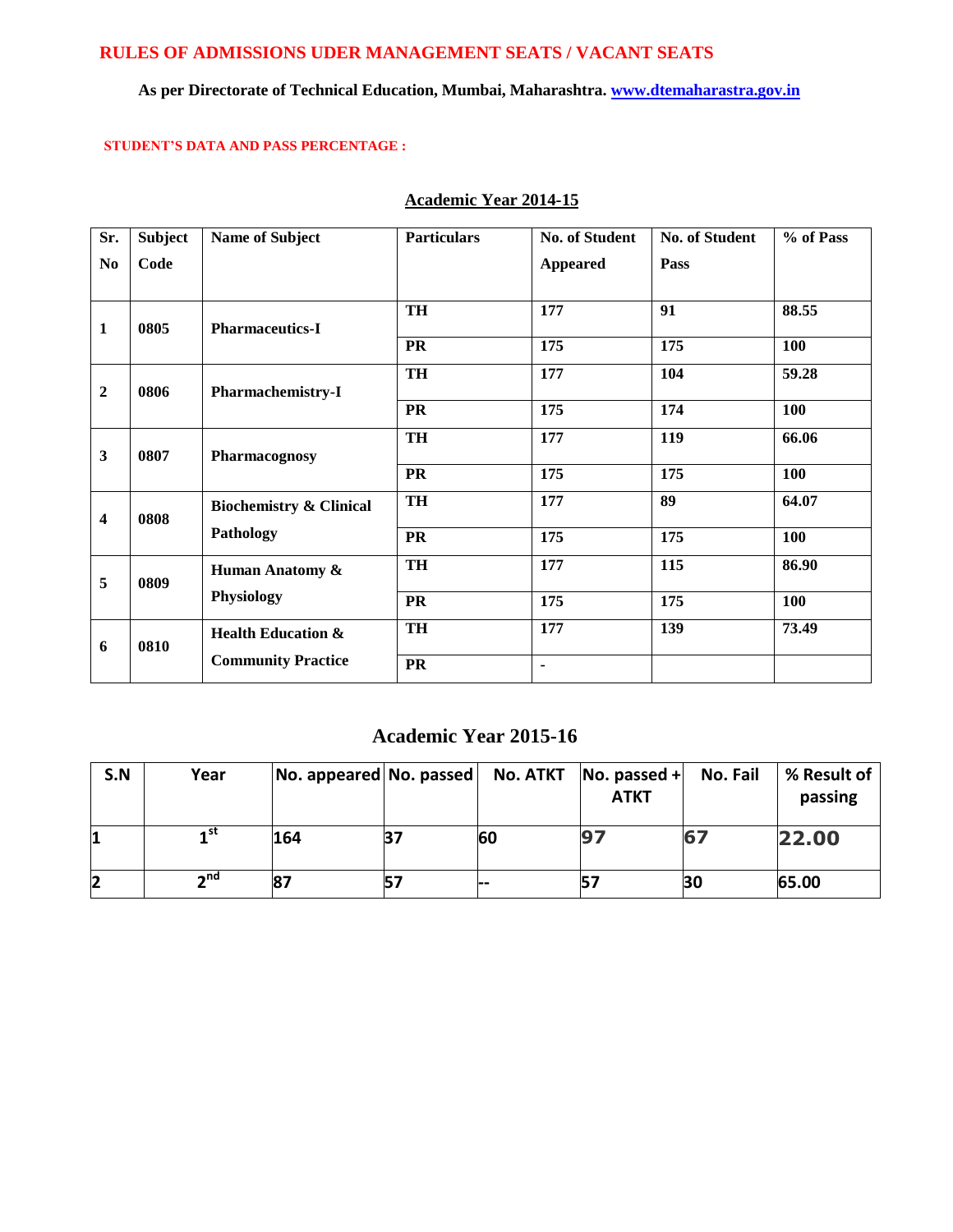## RULES OF ADMISSIONS UDER MANAGEMENT SEATS / VACANT SEATS

**As per Directorate of Technical Education, Mumbai, Maharashtra. [www.dtemaharastra.gov.in](http://www.dtemaharastra.gov.in)**

**STUDENT'S DATA AND PASS PERCENTAGE :**

### Academic Year 2014-15

| Sr. No | Subject Code | Name of Subject | Particulars | No. of Student Appeared | No. of Student Pass | % of Pass |
|---|---|---|---|---|---|---|
| 1 | 0805 | Pharmaceutics-I | TH | 177 | 91 | 88.55 |
| | | | PR | 175 | 175 | 100 |
| 2 | 0806 | Pharmachemistry-I | TH | 177 | 104 | 59.28 |
| | | | PR | 175 | 174 | 100 |
| 3 | 0807 | Pharmacognosy | TH | 177 | 119 | 66.06 |
| | | | PR | 175 | 175 | 100 |
| 4 | 0808 | Biochemistry & Clinical Pathology | TH | 177 | 89 | 64.07 |
| | | | PR | 175 | 175 | 100 |
| 5 | 0809 | Human Anatomy & Physiology | TH | 177 | 115 | 86.90 |
| | | | PR | 175 | 175 | 100 |
| 6 | 0810 | Health Education & Community Practice | TH | 177 | 139 | 73.49 |
| | | | PR | - | | |

### Academic Year 2015-16

| S.N | Year | No. appeared | No. passed | No. ATKT | No. passed + ATKT | No. Fail | % Result of passing |
|---|---|---|---|---|---|---|---|
| 1 | 1st | 164 | 37 | 60 | 97 | 67 | 22.00 |
| 2 | 2nd | 87 | 57 | -- | 57 | 30 | 65.00 |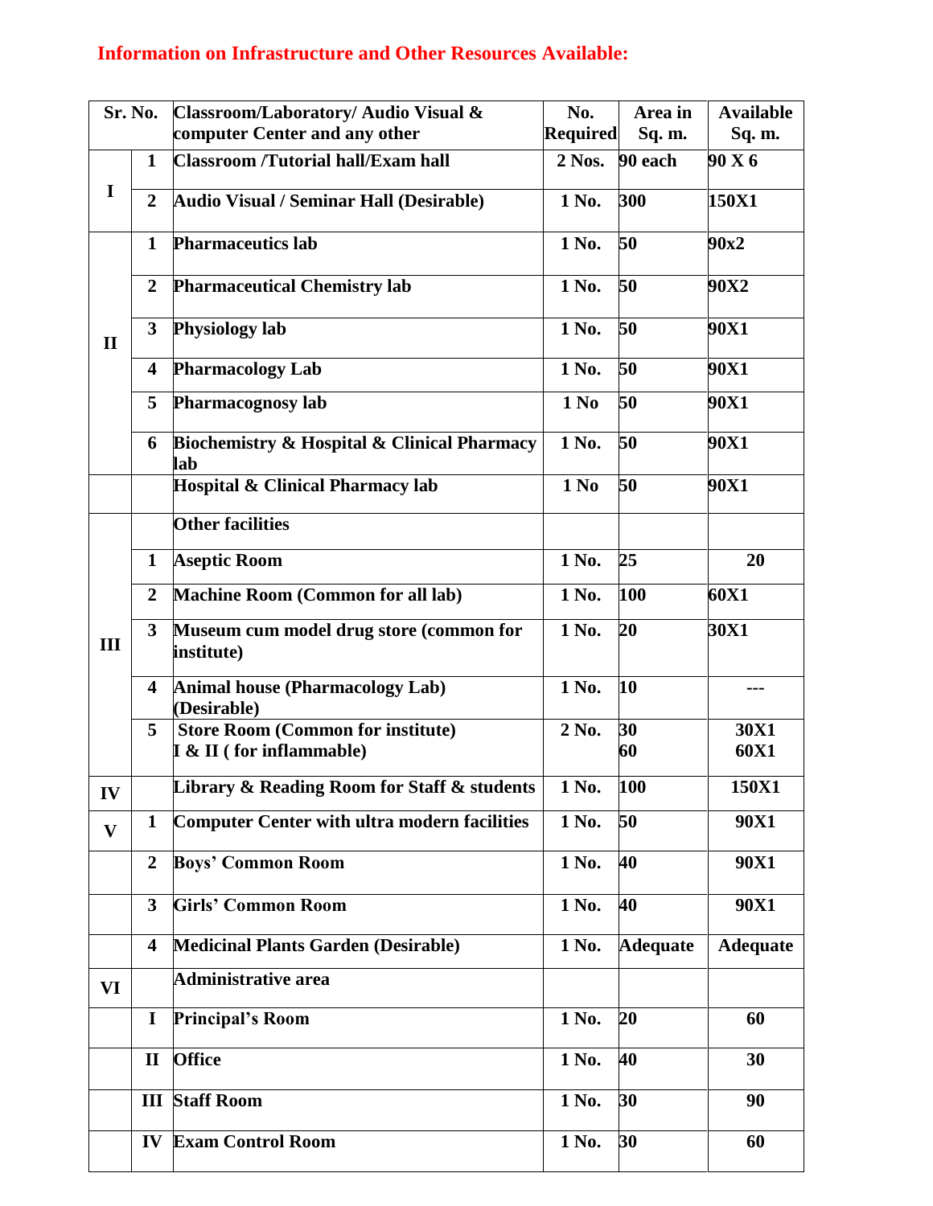## Information on Infrastructure and Other Resources Available:

| Sr. No. | | Classroom/Laboratory/ Audio Visual & computer Center and any other | No. Required | Area in Sq. m. | Available Sq. m. |
|---|---|---|---|---|---|
| I | 1 | Classroom /Tutorial hall/Exam hall | 2 Nos. | 90 each | 90 X 6 |
| | 2 | Audio Visual / Seminar Hall (Desirable) | 1 No. | 300 | 150X1 |
| II | 1 | Pharmaceutics lab | 1 No. | 50 | 90x2 |
| | 2 | Pharmaceutical Chemistry lab | 1 No. | 50 | 90X2 |
| | 3 | Physiology lab | 1 No. | 50 | 90X1 |
| | 4 | Pharmacology Lab | 1 No. | 50 | 90X1 |
| | 5 | Pharmacognosy lab | 1 No | 50 | 90X1 |
| | 6 | Biochemistry & Hospital & Clinical Pharmacy lab | 1 No. | 50 | 90X1 |
| | | Hospital & Clinical Pharmacy lab | 1 No | 50 | 90X1 |
| III | | Other facilities | | | |
| | 1 | Aseptic Room | 1 No. | 25 | 20 |
| | 2 | Machine Room (Common for all lab) | 1 No. | 100 | 60X1 |
| | 3 | Museum cum model drug store (common for institute) | 1 No. | 20 | 30X1 |
| | 4 | Animal house (Pharmacology Lab) (Desirable) | 1 No. | 10 | --- |
| | 5 | Store Room (Common for institute) I & II ( for inflammable) | 2 No. | 30<br>60 | 30X1<br>60X1 |
| IV | | Library & Reading Room for Staff & students | 1 No. | 100 | 150X1 |
| V | 1 | Computer Center with ultra modern facilities | 1 No. | 50 | 90X1 |
| | 2 | Boys' Common Room | 1 No. | 40 | 90X1 |
| | 3 | Girls' Common Room | 1 No. | 40 | 90X1 |
| | 4 | Medicinal Plants Garden (Desirable) | 1 No. | Adequate | Adequate |
| VI | | Administrative area | | | |
| | I | Principal's Room | 1 No. | 20 | 60 |
| | II | Office | 1 No. | 40 | 30 |
| | III | Staff Room | 1 No. | 30 | 90 |
| | IV | Exam Control Room | 1 No. | 30 | 60 |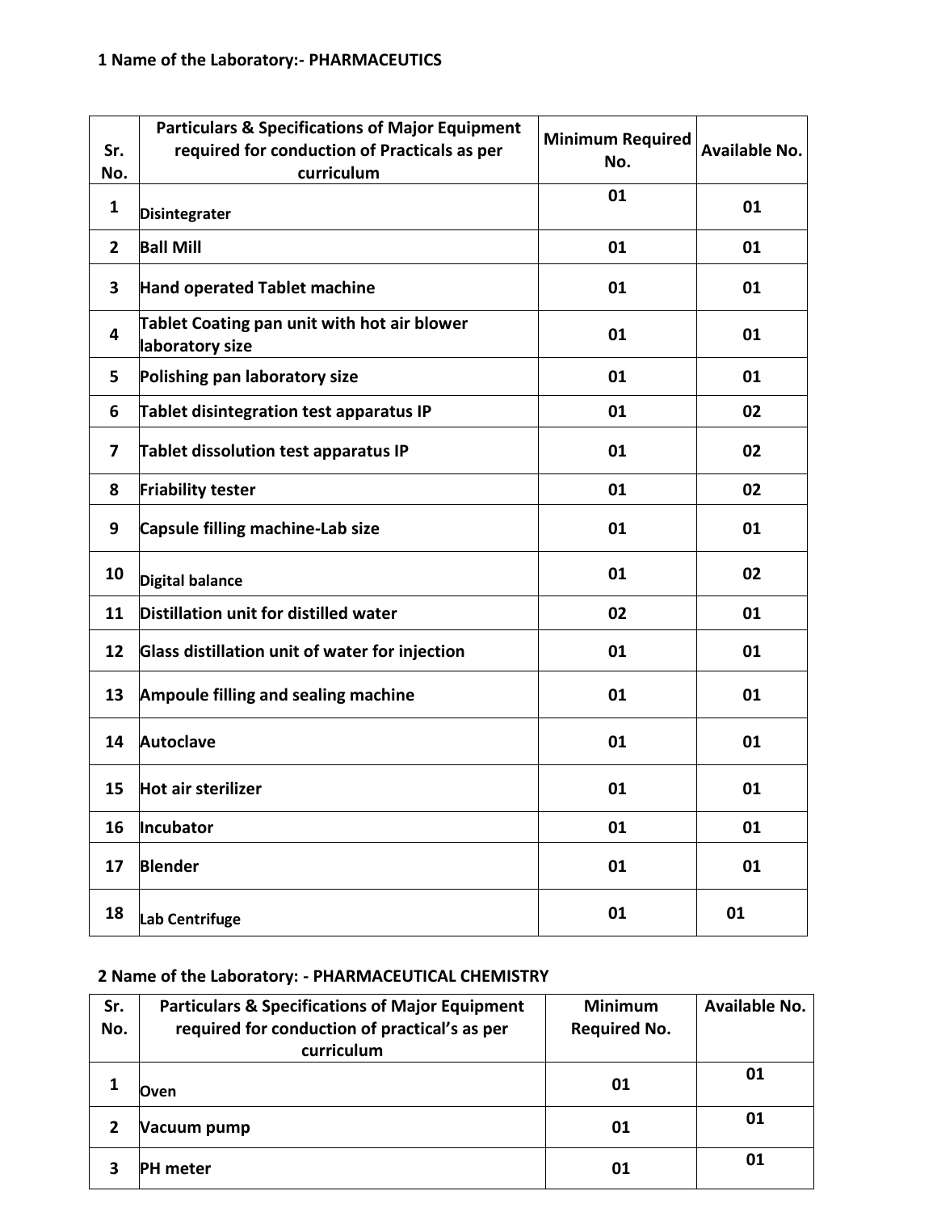**1 Name of the Laboratory:- PHARMACEUTICS**

| Sr. No. | Particulars & Specifications of Major Equipment required for conduction of Practicals as per curriculum | Minimum Required No. | Available No. |
|---|---|---|---|
| 1 | Disintegrater | 01 | 01 |
| 2 | Ball Mill | 01 | 01 |
| 3 | Hand operated Tablet machine | 01 | 01 |
| 4 | Tablet Coating pan unit with hot air blower laboratory size | 01 | 01 |
| 5 | Polishing pan laboratory size | 01 | 01 |
| 6 | Tablet disintegration test apparatus IP | 01 | 02 |
| 7 | Tablet dissolution test apparatus IP | 01 | 02 |
| 8 | Friability tester | 01 | 02 |
| 9 | Capsule filling machine-Lab size | 01 | 01 |
| 10 | Digital balance | 01 | 02 |
| 11 | Distillation unit for distilled water | 02 | 01 |
| 12 | Glass distillation unit of water for injection | 01 | 01 |
| 13 | Ampoule filling and sealing machine | 01 | 01 |
| 14 | Autoclave | 01 | 01 |
| 15 | Hot air sterilizer | 01 | 01 |
| 16 | Incubator | 01 | 01 |
| 17 | Blender | 01 | 01 |
| 18 | Lab Centrifuge | 01 | 01 |

**2 Name of the Laboratory: - PHARMACEUTICAL CHEMISTRY**

| Sr. No. | Particulars & Specifications of Major Equipment required for conduction of practical's as per curriculum | Minimum Required No. | Available No. |
|---|---|---|---|
| 1 | Oven | 01 | 01 |
| 2 | Vacuum pump | 01 | 01 |
| 3 | PH meter | 01 | 01 |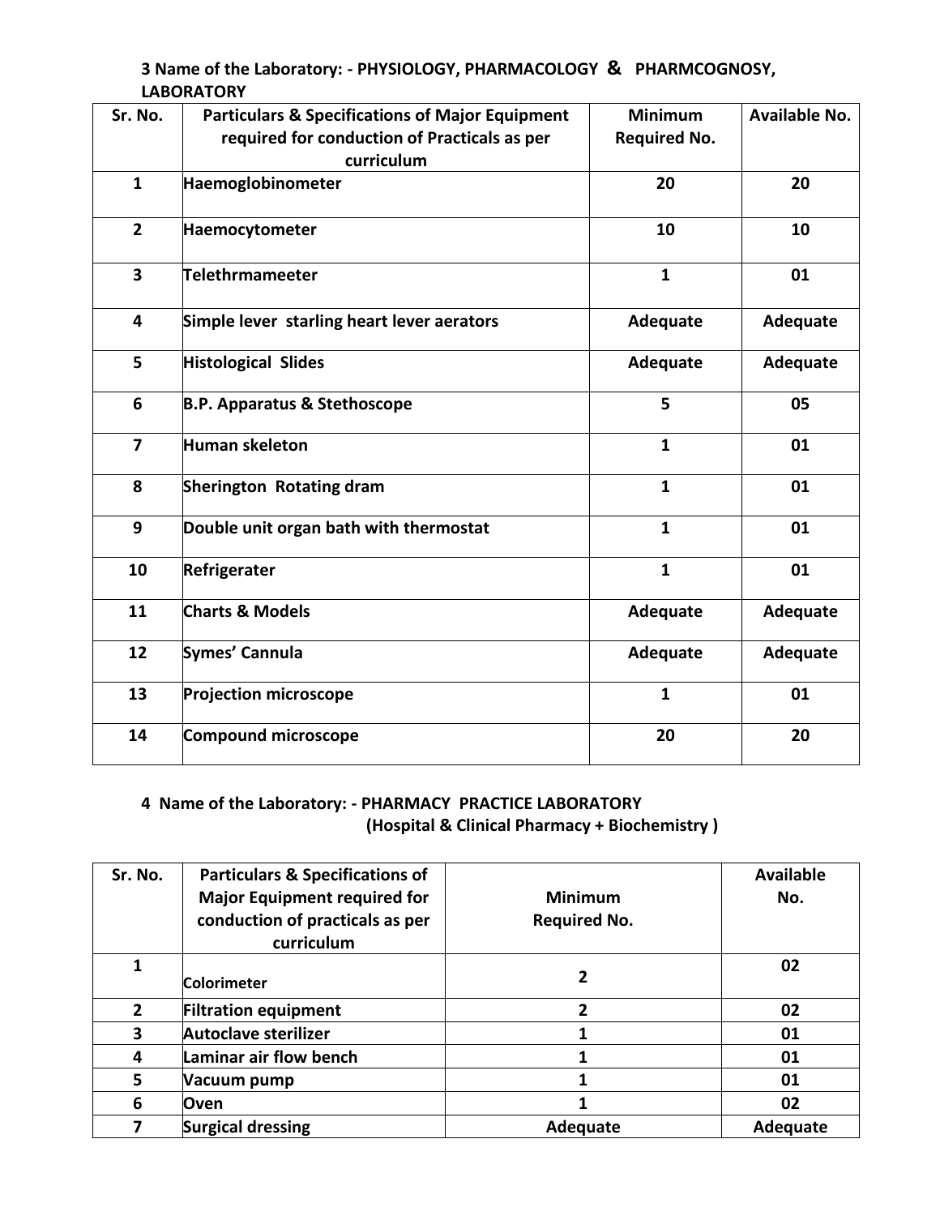### 3 Name of the Laboratory: - PHYSIOLOGY, PHARMACOLOGY & PHARMCOGNOSY, LABORATORY

| Sr. No. | Particulars & Specifications of Major Equipment required for conduction of Practicals as per curriculum | Minimum Required No. | Available No. |
|---|---|---|---|
| 1 | Haemoglobinometer | 20 | 20 |
| 2 | Haemocytometer | 10 | 10 |
| 3 | Telethrmameeter | 1 | 01 |
| 4 | Simple lever starling heart lever aerators | Adequate | Adequate |
| 5 | Histological Slides | Adequate | Adequate |
| 6 | B.P. Apparatus & Stethoscope | 5 | 05 |
| 7 | Human skeleton | 1 | 01 |
| 8 | Sherington Rotating dram | 1 | 01 |
| 9 | Double unit organ bath with thermostat | 1 | 01 |
| 10 | Refrigerater | 1 | 01 |
| 11 | Charts & Models | Adequate | Adequate |
| 12 | Symes' Cannula | Adequate | Adequate |
| 13 | Projection microscope | 1 | 01 |
| 14 | Compound microscope | 20 | 20 |

### 4 Name of the Laboratory: - PHARMACY PRACTICE LABORATORY (Hospital & Clinical Pharmacy + Biochemistry )

| Sr. No. | Particulars & Specifications of Major Equipment required for conduction of practicals as per curriculum | Minimum Required No. | Available No. |
|---|---|---|---|
| 1 | Colorimeter | 2 | 02 |
| 2 | Filtration equipment | 2 | 02 |
| 3 | Autoclave sterilizer | 1 | 01 |
| 4 | Laminar air flow bench | 1 | 01 |
| 5 | Vacuum pump | 1 | 01 |
| 6 | Oven | 1 | 02 |
| 7 | Surgical dressing | Adequate | Adequate |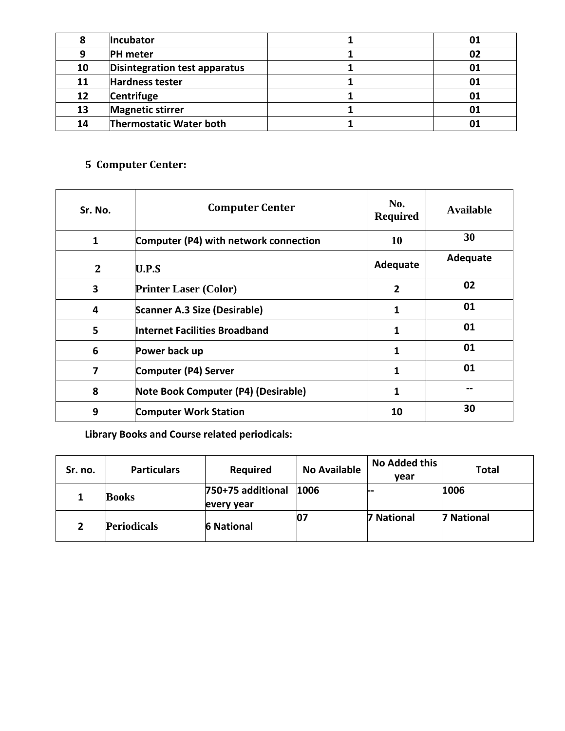| 8 | Incubator | 1 | 01 |
|---|---|---|---|
| 9 | PH meter | 1 | 02 |
| 10 | Disintegration test apparatus | 1 | 01 |
| 11 | Hardness tester | 1 | 01 |
| 12 | Centrifuge | 1 | 01 |
| 13 | Magnetic stirrer | 1 | 01 |
| 14 | Thermostatic Water both | 1 | 01 |

## 5 Computer Center:

| Sr. No. | Computer Center | No. Required | Available |
|---|---|---|---|
| 1 | Computer (P4) with network connection | 10 | 30 |
| 2 | U.P.S | Adequate | Adequate |
| 3 | Printer Laser (Color) | 2 | 02 |
| 4 | Scanner A.3 Size (Desirable) | 1 | 01 |
| 5 | Internet Facilities Broadband | 1 | 01 |
| 6 | Power back up | 1 | 01 |
| 7 | Computer (P4) Server | 1 | 01 |
| 8 | Note Book Computer (P4) (Desirable) | 1 | -- |
| 9 | Computer Work Station | 10 | 30 |

**Library Books and Course related periodicals:**

| Sr. no. | Particulars | Required | No Available | No Added this year | Total |
|---|---|---|---|---|---|
| 1 | Books | 750+75 additional every year | 1006 | -- | 1006 |
| 2 | Periodicals | 6 National | 07 | 7 National | 7 National |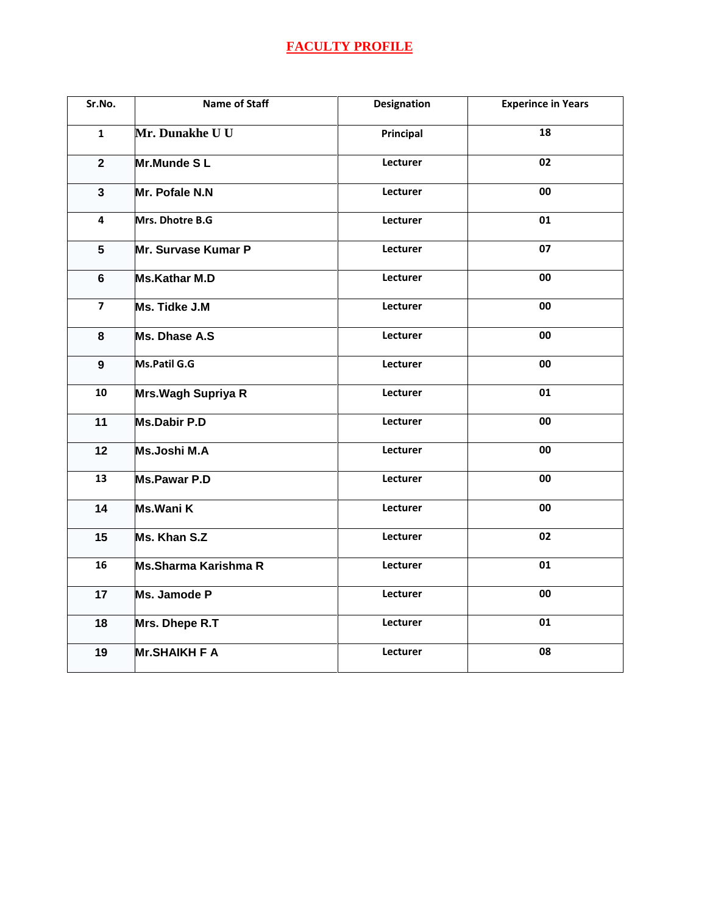# FACULTY PROFILE

| Sr.No. | Name of Staff | Designation | Experince in Years |
|---|---|---|---|
| 1 | Mr. Dunakhe U U | Principal | 18 |
| 2 | Mr.Munde S L | Lecturer | 02 |
| 3 | Mr. Pofale N.N | Lecturer | 00 |
| 4 | Mrs. Dhotre B.G | Lecturer | 01 |
| 5 | Mr. Survase Kumar P | Lecturer | 07 |
| 6 | Ms.Kathar M.D | Lecturer | 00 |
| 7 | Ms. Tidke J.M | Lecturer | 00 |
| 8 | Ms. Dhase A.S | Lecturer | 00 |
| 9 | Ms.Patil G.G | Lecturer | 00 |
| 10 | Mrs.Wagh Supriya R | Lecturer | 01 |
| 11 | Ms.Dabir P.D | Lecturer | 00 |
| 12 | Ms.Joshi M.A | Lecturer | 00 |
| 13 | Ms.Pawar P.D | Lecturer | 00 |
| 14 | Ms.Wani K | Lecturer | 00 |
| 15 | Ms. Khan S.Z | Lecturer | 02 |
| 16 | Ms.Sharma Karishma R | Lecturer | 01 |
| 17 | Ms. Jamode P | Lecturer | 00 |
| 18 | Mrs. Dhepe R.T | Lecturer | 01 |
| 19 | Mr.SHAIKH F A | Lecturer | 08 |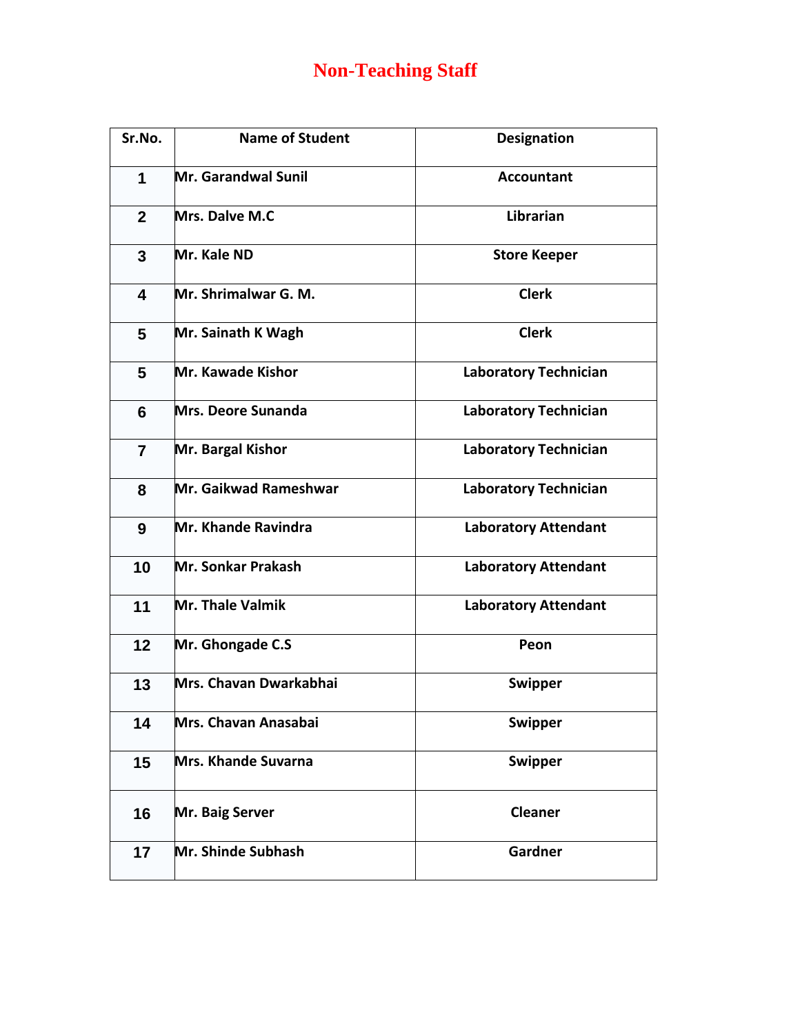# Non-Teaching Staff

| Sr.No. | Name of Student | Designation |
|---|---|---|
| 1 | Mr. Garandwal Sunil | Accountant |
| 2 | Mrs. Dalve M.C | Librarian |
| 3 | Mr. Kale ND | Store Keeper |
| 4 | Mr. Shrimalwar G. M. | Clerk |
| 5 | Mr. Sainath K Wagh | Clerk |
| 5 | Mr. Kawade Kishor | Laboratory Technician |
| 6 | Mrs. Deore Sunanda | Laboratory Technician |
| 7 | Mr. Bargal Kishor | Laboratory Technician |
| 8 | Mr. Gaikwad Rameshwar | Laboratory Technician |
| 9 | Mr. Khande Ravindra | Laboratory Attendant |
| 10 | Mr. Sonkar Prakash | Laboratory Attendant |
| 11 | Mr. Thale Valmik | Laboratory Attendant |
| 12 | Mr. Ghongade C.S | Peon |
| 13 | Mrs. Chavan Dwarkabhai | Swipper |
| 14 | Mrs. Chavan Anasabai | Swipper |
| 15 | Mrs. Khande Suvarna | Swipper |
| 16 | Mr. Baig Server | Cleaner |
| 17 | Mr. Shinde Subhash | Gardner |